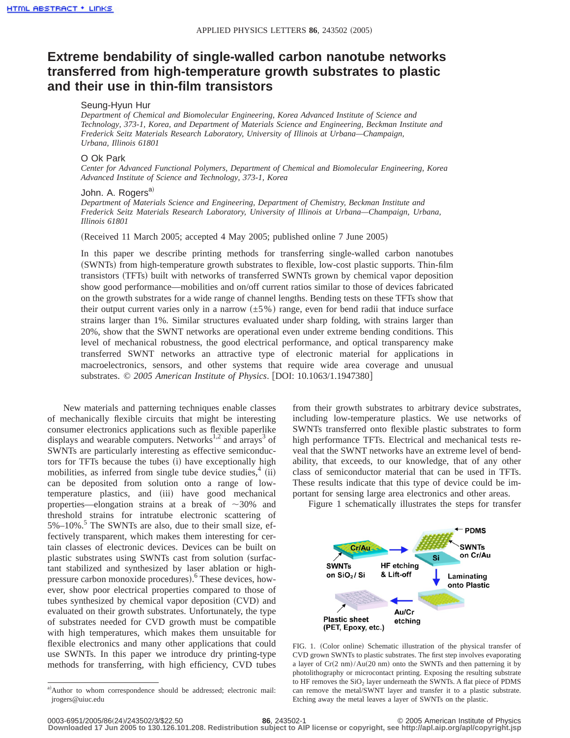# Extreme bendability of single-walled carbon nanotube networks transferred from high-temperature growth substrates to plastic and their use in thin-film transistors

Seung-Hyun Hur

*Department of Chemical and Biomolecular Engineering, Korea Advanced Institute of Science and Technology, 373-1, Korea, and Department of Materials Science and Engineering, Beckman Institute and Frederick Seitz Materials Research Laboratory, University of Illinois at Urbana—Champaign, Urbana, Illinois 61801*

O Ok Park

*Center for Advanced Functional Polymers, Department of Chemical and Biomolecular Engineering, Korea Advanced Institute of Science and Technology, 373-1, Korea*

John. A. Rogers[a)]

*Department of Materials Science and Engineering, Department of Chemistry, Beckman Institute and Frederick Seitz Materials Research Laboratory, University of Illinois at Urbana—Champaign, Urbana, Illinois 61801*

(Received 11 March 2005; accepted 4 May 2005; published online 7 June 2005)

In this paper we describe printing methods for transferring single-walled carbon nanotubes (SWNTs) from high-temperature growth substrates to flexible, low-cost plastic supports. Thin-film transistors (TFTs) built with networks of transferred SWNTs grown by chemical vapor deposition show good performance—mobilities and on/off current ratios similar to those of devices fabricated on the growth substrates for a wide range of channel lengths. Bending tests on these TFTs show that their output current varies only in a narrow (±5%) range, even for bend radii that induce surface strains larger than 1%. Similar structures evaluated under sharp folding, with strains larger than 20%, show that the SWNT networks are operational even under extreme bending conditions. This level of mechanical robustness, the good electrical performance, and optical transparency make transferred SWNT networks an attractive type of electronic material for applications in macroelectronics, sensors, and other systems that require wide area coverage and unusual substrates. © *2005 American Institute of Physics*. [DOI: 10.1063/1.1947380]

New materials and patterning techniques enable classes of mechanically flexible circuits that might be interesting consumer electronics applications such as flexible paperlike displays and wearable computers. Networks[1,2] and arrays[3] of SWNTs are particularly interesting as effective semiconductors for TFTs because the tubes (i) have exceptionally high mobilities, as inferred from single tube device studies,[4] (ii) can be deposited from solution onto a range of low-temperature plastics, and (iii) have good mechanical properties—elongation strains at a break of ~30% and threshold strains for intratube electronic scattering of 5%–10%.[5] The SWNTs are also, due to their small size, effectively transparent, which makes them interesting for certain classes of electronic devices. Devices can be built on plastic substrates using SWNTs cast from solution (surfactant stabilized and synthesized by laser ablation or high-pressure carbon monoxide procedures).[6] These devices, however, show poor electrical properties compared to those of tubes synthesized by chemical vapor deposition (CVD) and evaluated on their growth substrates. Unfortunately, the type of substrates needed for CVD growth must be compatible with high temperatures, which makes them unsuitable for flexible electronics and many other applications that could use SWNTs. In this paper we introduce dry printing-type methods for transferring, with high efficiency, CVD tubes from their growth substrates to arbitrary device substrates, including low-temperature plastics. We use networks of SWNTs transferred onto flexible plastic substrates to form high performance TFTs. Electrical and mechanical tests reveal that the SWNT networks have an extreme level of bendability, that exceeds, to our knowledge, that of any other class of semiconductor material that can be used in TFTs. These results indicate that this type of device could be important for sensing large area electronics and other areas.

Figure 1 schematically illustrates the steps for transfer

FIG. 1. (Color online) Schematic illustration of the physical transfer of CVD grown SWNTs to plastic substrates. The first step involves evaporating a layer of Cr(2 nm)/Au(20 nm) onto the SWNTs and then patterning it by photolithography or microcontact printing. Exposing the resulting substrate to HF removes the $SiO_2$ layer underneath the SWNTs. A flat piece of PDMS can remove the metal/SWNT layer and transfer it to a plastic substrate. Etching away the metal leaves a layer of SWNTs on the plastic.

[a)]Author to whom correspondence should be addressed; electronic mail: jrogers@uiuc.edu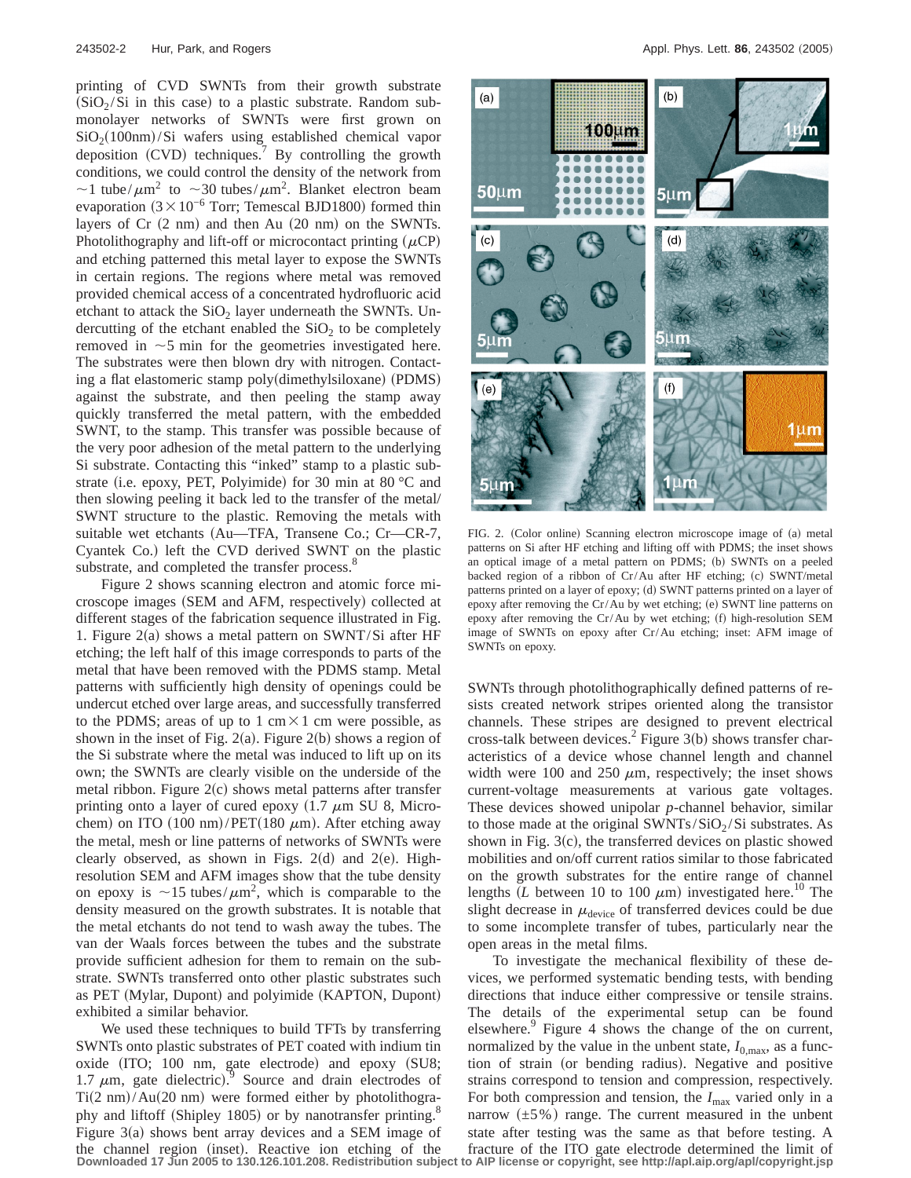printing of CVD SWNTs from their growth substrate ($SiO_2$/Si in this case) to a plastic substrate. Random submonolayer networks of SWNTs were first grown on $SiO_2$(100nm)/Si wafers using established chemical vapor deposition (CVD) techniques.[7] By controlling the growth conditions, we could control the density of the network from $\sim$1 tube/$\mu m^2$ to $\sim$30 tubes/$\mu m^2$. Blanket electron beam evaporation ($3\times10^{-6}$ Torr; Temescal BJD1800) formed thin layers of Cr (2 nm) and then Au (20 nm) on the SWNTs. Photolithography and lift-off or microcontact printing ($\mu$CP) and etching patterned this metal layer to expose the SWNTs in certain regions. The regions where metal was removed provided chemical access of a concentrated hydrofluoric acid etchant to attack the $SiO_2$ layer underneath the SWNTs. Undercutting of the etchant enabled the $SiO_2$ to be completely removed in $\sim$5 min for the geometries investigated here. The substrates were then blown dry with nitrogen. Contacting a flat elastomeric stamp poly(dimethylsiloxane) (PDMS) against the substrate, and then peeling the stamp away quickly transferred the metal pattern, with the embedded SWNT, to the stamp. This transfer was possible because of the very poor adhesion of the metal pattern to the underlying Si substrate. Contacting this "inked" stamp to a plastic substrate (i.e. epoxy, PET, Polyimide) for 30 min at 80 °C and then slowing peeling it back led to the transfer of the metal/SWNT structure to the plastic. Removing the metals with suitable wet etchants (Au—TFA, Transene Co.; Cr—CR-7, Cyantek Co.) left the CVD derived SWNT on the plastic substrate, and completed the transfer process.[8]

Figure 2 shows scanning electron and atomic force microscope images (SEM and AFM, respectively) collected at different stages of the fabrication sequence illustrated in Fig. 1. Figure 2(a) shows a metal pattern on SWNT/Si after HF etching; the left half of this image corresponds to parts of the metal that have been removed with the PDMS stamp. Metal patterns with sufficiently high density of openings could be undercut etched over large areas, and successfully transferred to the PDMS; areas of up to 1 cm$\times$1 cm were possible, as shown in the inset of Fig. 2(a). Figure 2(b) shows a region of the Si substrate where the metal was induced to lift up on its own; the SWNTs are clearly visible on the underside of the metal ribbon. Figure 2(c) shows metal patterns after transfer printing onto a layer of cured epoxy (1.7 $\mu$m SU 8, Microchem) on ITO (100 nm)/PET(180 $\mu$m). After etching away the metal, mesh or line patterns of networks of SWNTs were clearly observed, as shown in Figs. 2(d) and 2(e). High-resolution SEM and AFM images show that the tube density on epoxy is $\sim$15 tubes/$\mu m^2$, which is comparable to the density measured on the growth substrates. It is notable that the metal etchants do not tend to wash away the tubes. The van der Waals forces between the tubes and the substrate provide sufficient adhesion for them to remain on the substrate. SWNTs transferred onto other plastic substrates such as PET (Mylar, Dupont) and polyimide (KAPTON, Dupont) exhibited a similar behavior.

We used these techniques to build TFTs by transferring SWNTs onto plastic substrates of PET coated with indium tin oxide (ITO; 100 nm, gate electrode) and epoxy (SU8; 1.7 $\mu$m, gate dielectric).[9] Source and drain electrodes of Ti(2 nm)/Au(20 nm) were formed either by photolithography and liftoff (Shipley 1805) or by nanotransfer printing.[8] Figure 3(a) shows bent array devices and a SEM image of the channel region (inset). Reactive ion etching of the SWNTs through photolithographically defined patterns of resists created network stripes oriented along the transistor channels. These stripes are designed to prevent electrical cross-talk between devices.[2] Figure 3(b) shows transfer characteristics of a device whose channel length and channel width were 100 and 250 $\mu$m, respectively; the inset shows current-voltage measurements at various gate voltages. These devices showed unipolar *p*-channel behavior, similar to those made at the original SWNTs/$SiO_2$/Si substrates. As shown in Fig. 3(c), the transferred devices on plastic showed mobilities and on/off current ratios similar to those fabricated on the growth substrates for the entire range of channel lengths ($L$ between 10 to 100 $\mu$m) investigated here.[10] The slight decrease in $\mu_{device}$ of transferred devices could be due to some incomplete transfer of tubes, particularly near the open areas in the metal films.

FIG. 2. (Color online) Scanning electron microscope image of (a) metal patterns on Si after HF etching and lifting off with PDMS; the inset shows an optical image of a metal pattern on PDMS; (b) SWNTs on a peeled backed region of a ribbon of Cr/Au after HF etching; (c) SWNT/metal patterns printed on a layer of epoxy; (d) SWNT patterns printed on a layer of epoxy after removing the Cr/Au by wet etching; (e) SWNT line patterns on epoxy after removing the Cr/Au by wet etching; (f) high-resolution SEM image of SWNTs on epoxy after Cr/Au etching; inset: AFM image of SWNTs on epoxy.

To investigate the mechanical flexibility of these devices, we performed systematic bending tests, with bending directions that induce either compressive or tensile strains. The details of the experimental setup can be found elsewhere.[9] Figure 4 shows the change of the on current, normalized by the value in the unbent state, $I_{0,max}$, as a function of strain (or bending radius). Negative and positive strains correspond to tension and compression, respectively. For both compression and tension, the $I_{max}$ varied only in a narrow ($\pm$5%) range. The current measured in the unbent state after testing was the same as that before testing. A fracture of the ITO gate electrode determined the limit of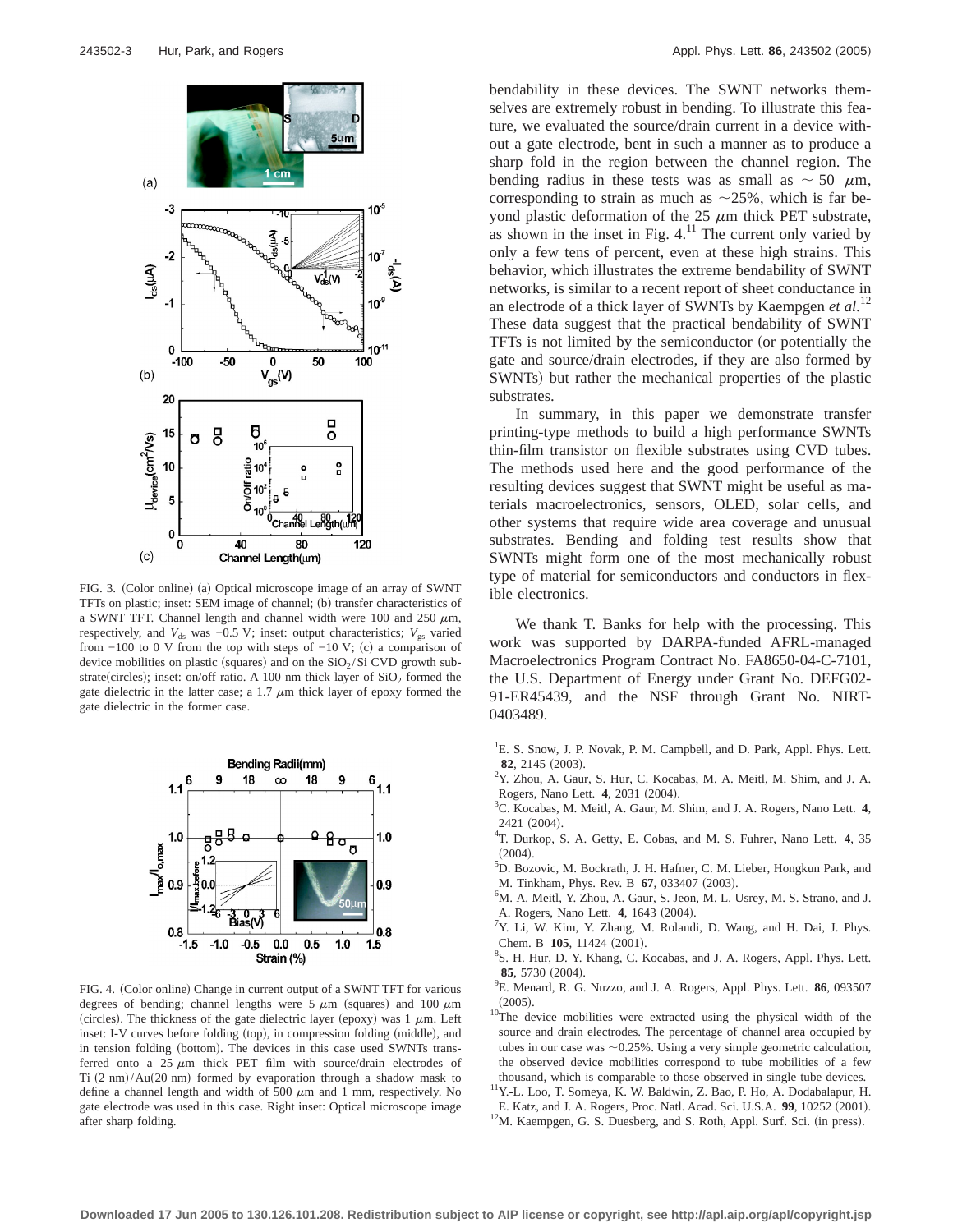(a)

S D

5μm

1 cm

(b)

$I_{ds}$(μA)

$-I_{ds}$(A)

$V_{gs}$(V)

$I_{ds}$(μA)

$V_{ds}$(V)

-3 -2 -1 0

-100 -50 0 50 100

$10^{-5}$ $10^{-7}$ $10^{-9}$ $10^{-11}$

(c)

$\mu_{device}$(cm²/Vs)

Channel Length(μm)

On/Off ratio

0 5 10 15 20

0 40 80 120

FIG. 3. (Color online) (a) Optical microscope image of an array of SWNT TFTs on plastic; inset: SEM image of channel; (b) transfer characteristics of a SWNT TFT. Channel length and channel width were 100 and 250 μm, respectively, and $V_{ds}$ was −0.5 V; inset: output characteristics; $V_{gs}$ varied from −100 to 0 V from the top with steps of −10 V; (c) a comparison of device mobilities on plastic (squares) and on the $SiO_2$/Si CVD growth substrate(circles); inset: on/off ratio. A 100 nm thick layer of $SiO_2$ formed the gate dielectric in the latter case; a 1.7 μm thick layer of epoxy formed the gate dielectric in the former case.

Bending Radii(mm)

6 9 18 ∞ 18 9 6

$I_{max}/I_{o,max}$

1.1 1.0 0.9 0.8

-1.5 -1.0 -0.5 0.0 0.5 1.0 1.5

Strain (%)

$I/I_{max,before}$

1.2 0.0 -1.2

-6 -3 0 3 6

Bias(V)

50μm

FIG. 4. (Color online) Change in current output of a SWNT TFT for various degrees of bending; channel lengths were 5 μm (squares) and 100 μm (circles). The thickness of the gate dielectric layer (epoxy) was 1 μm. Left inset: I-V curves before folding (top), in compression folding (middle), and in tension folding (bottom). The devices in this case used SWNTs transferred onto a 25 μm thick PET film with source/drain electrodes of Ti (2 nm)/Au(20 nm) formed by evaporation through a shadow mask to define a channel length and width of 500 μm and 1 mm, respectively. No gate electrode was used in this case. Right inset: Optical microscope image after sharp folding.

bendability in these devices. The SWNT networks themselves are extremely robust in bending. To illustrate this feature, we evaluated the source/drain current in a device without a gate electrode, bent in such a manner as to produce a sharp fold in the region between the channel region. The bending radius in these tests was as small as ~ 50 μm, corresponding to strain as much as ~25%, which is far beyond plastic deformation of the 25 μm thick PET substrate, as shown in the inset in Fig. 4.[11] The current only varied by only a few tens of percent, even at these high strains. This behavior, which illustrates the extreme bendability of SWNT networks, is similar to a recent report of sheet conductance in an electrode of a thick layer of SWNTs by Kaempgen *et al.*[12] These data suggest that the practical bendability of SWNT TFTs is not limited by the semiconductor (or potentially the gate and source/drain electrodes, if they are also formed by SWNTs) but rather the mechanical properties of the plastic substrates.

In summary, in this paper we demonstrate transfer printing-type methods to build a high performance SWNTs thin-film transistor on flexible substrates using CVD tubes. The methods used here and the good performance of the resulting devices suggest that SWNT might be useful as materials macroelectronics, sensors, OLED, solar cells, and other systems that require wide area coverage and unusual substrates. Bending and folding test results show that SWNTs might form one of the most mechanically robust type of material for semiconductors and conductors in flexible electronics.

We thank T. Banks for help with the processing. This work was supported by DARPA-funded AFRL-managed Macroelectronics Program Contract No. FA8650-04-C-7101, the U.S. Department of Energy under Grant No. DEFG02-91-ER45439, and the NSF through Grant No. NIRT-0403489.

[1] E. S. Snow, J. P. Novak, P. M. Campbell, and D. Park, Appl. Phys. Lett. **82**, 2145 (2003).

[2] Y. Zhou, A. Gaur, S. Hur, C. Kocabas, M. A. Meitl, M. Shim, and J. A. Rogers, Nano Lett. **4**, 2031 (2004).

[3] C. Kocabas, M. Meitl, A. Gaur, M. Shim, and J. A. Rogers, Nano Lett. **4**, 2421 (2004).

[4] T. Durkop, S. A. Getty, E. Cobas, and M. S. Fuhrer, Nano Lett. **4**, 35 (2004).

[5] D. Bozovic, M. Bockrath, J. H. Hafner, C. M. Lieber, Hongkun Park, and M. Tinkham, Phys. Rev. B **67**, 033407 (2003).

[6] M. A. Meitl, Y. Zhou, A. Gaur, S. Jeon, M. L. Usrey, M. S. Strano, and J. A. Rogers, Nano Lett. **4**, 1643 (2004).

[7] Y. Li, W. Kim, Y. Zhang, M. Rolandi, D. Wang, and H. Dai, J. Phys. Chem. B **105**, 11424 (2001).

[8] S. H. Hur, D. Y. Khang, C. Kocabas, and J. A. Rogers, Appl. Phys. Lett. **85**, 5730 (2004).

[9] E. Menard, R. G. Nuzzo, and J. A. Rogers, Appl. Phys. Lett. **86**, 093507 (2005).

[10] The device mobilities were extracted using the physical width of the source and drain electrodes. The percentage of channel area occupied by tubes in our case was ~0.25%. Using a very simple geometric calculation, the observed device mobilities correspond to tube mobilities of a few thousand, which is comparable to those observed in single tube devices.

[11] Y.-L. Loo, T. Someya, K. W. Baldwin, Z. Bao, P. Ho, A. Dodabalapur, H. E. Katz, and J. A. Rogers, Proc. Natl. Acad. Sci. U.S.A. **99**, 10252 (2001).

[12] M. Kaempgen, G. S. Duesberg, and S. Roth, Appl. Surf. Sci. (in press).